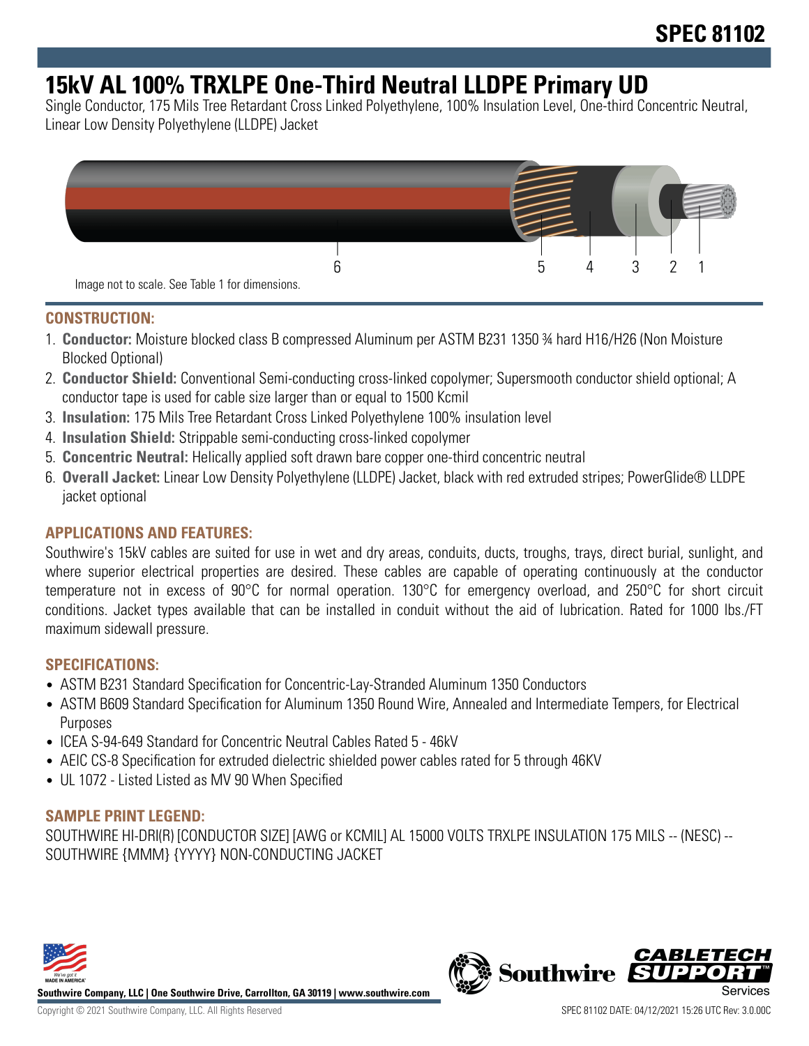# SPEC 81102

# 15kV AL 100% TRXLPE One-Third Neutral LLDPE Primary UD

Single Conductor, 175 Mils Tree Retardant Cross Linked Polyethylene, 100% Insulation Level, One-third Concentric Neutral, Linear Low Density Polyethylene (LLDPE) Jacket

Image not to scale. See Table 1 for dimensions.

## CONSTRUCTION:

1. **Conductor:** Moisture blocked class B compressed Aluminum per ASTM B231 1350 ¾ hard H16/H26 (Non Moisture Blocked Optional)
2. **Conductor Shield:** Conventional Semi-conducting cross-linked copolymer; Supersmooth conductor shield optional; A conductor tape is used for cable size larger than or equal to 1500 Kcmil
3. **Insulation:** 175 Mils Tree Retardant Cross Linked Polyethylene 100% insulation level
4. **Insulation Shield:** Strippable semi-conducting cross-linked copolymer
5. **Concentric Neutral:** Helically applied soft drawn bare copper one-third concentric neutral
6. **Overall Jacket:** Linear Low Density Polyethylene (LLDPE) Jacket, black with red extruded stripes; PowerGlide® LLDPE jacket optional

## APPLICATIONS AND FEATURES:

Southwire's 15kV cables are suited for use in wet and dry areas, conduits, ducts, troughs, trays, direct burial, sunlight, and where superior electrical properties are desired. These cables are capable of operating continuously at the conductor temperature not in excess of 90°C for normal operation. 130°C for emergency overload, and 250°C for short circuit conditions. Jacket types available that can be installed in conduit without the aid of lubrication. Rated for 1000 lbs./FT maximum sidewall pressure.

## SPECIFICATIONS:

- ASTM B231 Standard Specification for Concentric-Lay-Stranded Aluminum 1350 Conductors
- ASTM B609 Standard Specification for Aluminum 1350 Round Wire, Annealed and Intermediate Tempers, for Electrical Purposes
- ICEA S-94-649 Standard for Concentric Neutral Cables Rated 5 - 46kV
- AEIC CS-8 Specification for extruded dielectric shielded power cables rated for 5 through 46KV
- UL 1072 - Listed Listed as MV 90 When Specified

## SAMPLE PRINT LEGEND:

SOUTHWIRE HI-DRI(R) [CONDUCTOR SIZE] [AWG or KCMIL] AL 15000 VOLTS TRXLPE INSULATION 175 MILS -- (NESC) -- SOUTHWIRE {MMM} {YYYY} NON-CONDUCTING JACKET

**Southwire Company, LLC | One Southwire Drive, Carrollton, GA 30119 | www.southwire.com**

Copyright © 2021 Southwire Company, LLC. All Rights Reserved

SPEC 81102 DATE: 04/12/2021 15:26 UTC Rev: 3.0.00C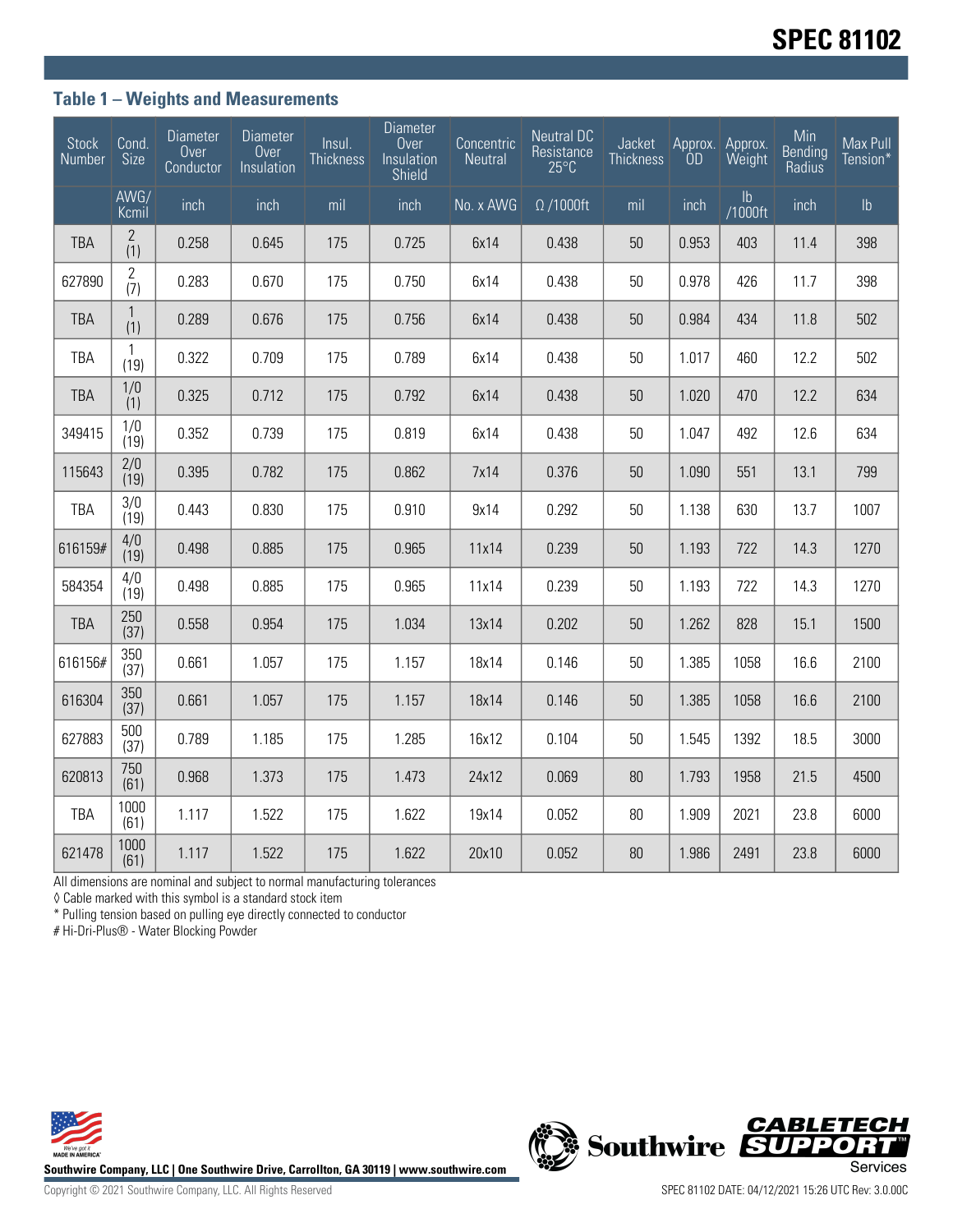## Table 1 – Weights and Measurements

| Stock Number | Cond. Size | Diameter Over Conductor | Diameter Over Insulation | Insul. Thickness | Diameter Over Insulation Shield | Concentric Neutral | Neutral DC Resistance 25°C | Jacket Thickness | Approx. OD | Approx. Weight | Min Bending Radius | Max Pull Tension* |
|---|---|---|---|---|---|---|---|---|---|---|---|---|
| | AWG/ Kcmil | inch | inch | mil | inch | No. x AWG | Ω /1000ft | mil | inch | lb /1000ft | inch | lb |
| TBA | 2 (1) | 0.258 | 0.645 | 175 | 0.725 | 6x14 | 0.438 | 50 | 0.953 | 403 | 11.4 | 398 |
| 627890 | 2 (7) | 0.283 | 0.670 | 175 | 0.750 | 6x14 | 0.438 | 50 | 0.978 | 426 | 11.7 | 398 |
| TBA | 1 (1) | 0.289 | 0.676 | 175 | 0.756 | 6x14 | 0.438 | 50 | 0.984 | 434 | 11.8 | 502 |
| TBA | 1 (19) | 0.322 | 0.709 | 175 | 0.789 | 6x14 | 0.438 | 50 | 1.017 | 460 | 12.2 | 502 |
| TBA | 1/0 (1) | 0.325 | 0.712 | 175 | 0.792 | 6x14 | 0.438 | 50 | 1.020 | 470 | 12.2 | 634 |
| 349415 | 1/0 (19) | 0.352 | 0.739 | 175 | 0.819 | 6x14 | 0.438 | 50 | 1.047 | 492 | 12.6 | 634 |
| 115643 | 2/0 (19) | 0.395 | 0.782 | 175 | 0.862 | 7x14 | 0.376 | 50 | 1.090 | 551 | 13.1 | 799 |
| TBA | 3/0 (19) | 0.443 | 0.830 | 175 | 0.910 | 9x14 | 0.292 | 50 | 1.138 | 630 | 13.7 | 1007 |
| 616159# | 4/0 (19) | 0.498 | 0.885 | 175 | 0.965 | 11x14 | 0.239 | 50 | 1.193 | 722 | 14.3 | 1270 |
| 584354 | 4/0 (19) | 0.498 | 0.885 | 175 | 0.965 | 11x14 | 0.239 | 50 | 1.193 | 722 | 14.3 | 1270 |
| TBA | 250 (37) | 0.558 | 0.954 | 175 | 1.034 | 13x14 | 0.202 | 50 | 1.262 | 828 | 15.1 | 1500 |
| 616156# | 350 (37) | 0.661 | 1.057 | 175 | 1.157 | 18x14 | 0.146 | 50 | 1.385 | 1058 | 16.6 | 2100 |
| 616304 | 350 (37) | 0.661 | 1.057 | 175 | 1.157 | 18x14 | 0.146 | 50 | 1.385 | 1058 | 16.6 | 2100 |
| 627883 | 500 (37) | 0.789 | 1.185 | 175 | 1.285 | 16x12 | 0.104 | 50 | 1.545 | 1392 | 18.5 | 3000 |
| 620813 | 750 (61) | 0.968 | 1.373 | 175 | 1.473 | 24x12 | 0.069 | 80 | 1.793 | 1958 | 21.5 | 4500 |
| TBA | 1000 (61) | 1.117 | 1.522 | 175 | 1.622 | 19x14 | 0.052 | 80 | 1.909 | 2021 | 23.8 | 6000 |
| 621478 | 1000 (61) | 1.117 | 1.522 | 175 | 1.622 | 20x10 | 0.052 | 80 | 1.986 | 2491 | 23.8 | 6000 |

All dimensions are nominal and subject to normal manufacturing tolerances

◊ Cable marked with this symbol is a standard stock item

* Pulling tension based on pulling eye directly connected to conductor

# Hi-Dri-Plus® - Water Blocking Powder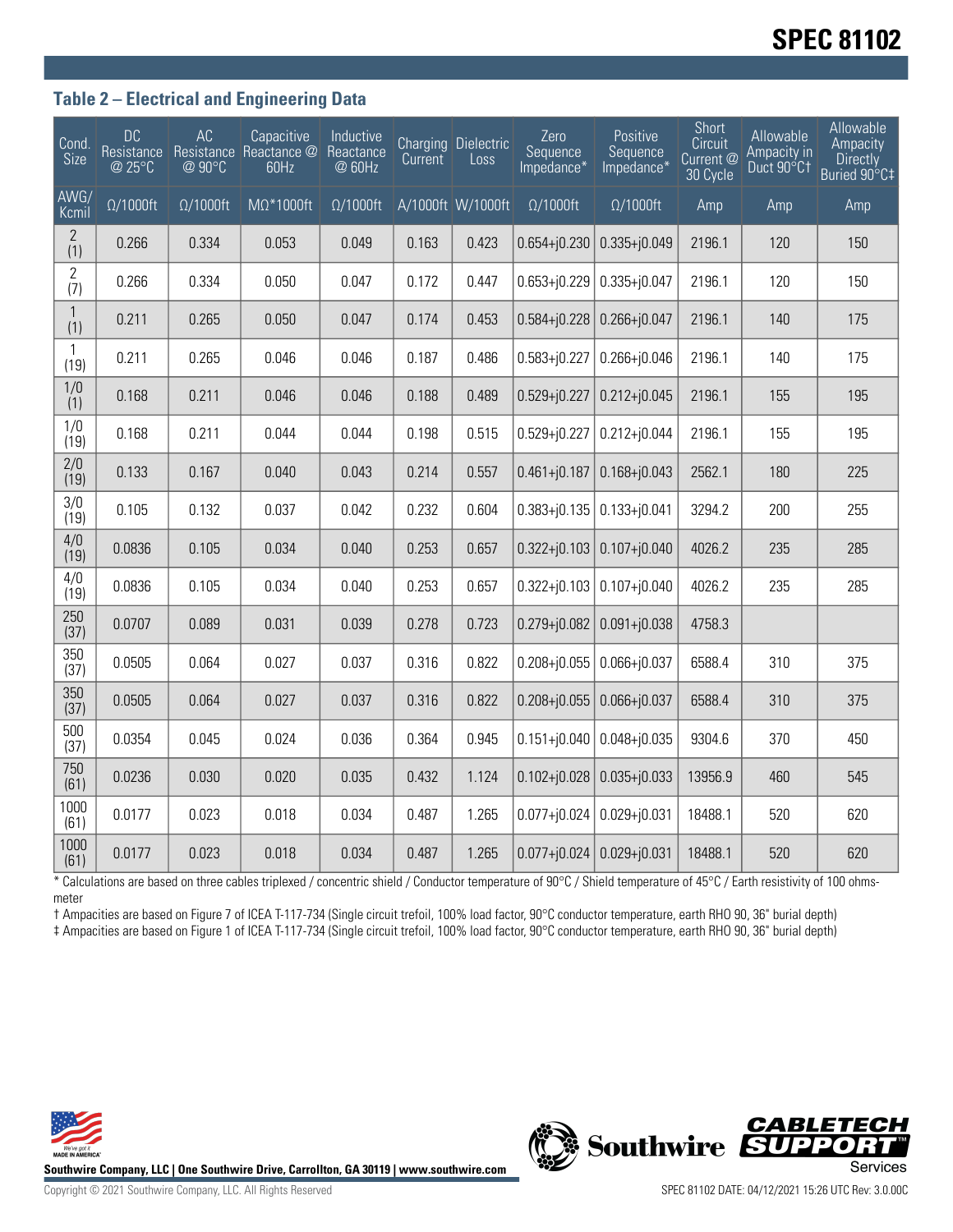## Table 2 – Electrical and Engineering Data

| Cond. Size | DC Resistance @ 25°C | AC Resistance @ 90°C | Capacitive Reactance @ 60Hz | Inductive Reactance @ 60Hz | Charging Current | Dielectric Loss | Zero Sequence Impedance* | Positive Sequence Impedance* | Short Circuit Current @ 30 Cycle | Allowable Ampacity in Duct 90°C† | Allowable Ampacity Directly Buried 90°C‡ |
|---|---|---|---|---|---|---|---|---|---|---|---|
| AWG/ Kcmil | Ω/1000ft | Ω/1000ft | MΩ*1000ft | Ω/1000ft | A/1000ft | W/1000ft | Ω/1000ft | Ω/1000ft | Amp | Amp | Amp |
| 2 (1) | 0.266 | 0.334 | 0.053 | 0.049 | 0.163 | 0.423 | 0.654+j0.230 | 0.335+j0.049 | 2196.1 | 120 | 150 |
| 2 (7) | 0.266 | 0.334 | 0.050 | 0.047 | 0.172 | 0.447 | 0.653+j0.229 | 0.335+j0.047 | 2196.1 | 120 | 150 |
| 1 (1) | 0.211 | 0.265 | 0.050 | 0.047 | 0.174 | 0.453 | 0.584+j0.228 | 0.266+j0.047 | 2196.1 | 140 | 175 |
| 1 (19) | 0.211 | 0.265 | 0.046 | 0.046 | 0.187 | 0.486 | 0.583+j0.227 | 0.266+j0.046 | 2196.1 | 140 | 175 |
| 1/0 (1) | 0.168 | 0.211 | 0.046 | 0.046 | 0.188 | 0.489 | 0.529+j0.227 | 0.212+j0.045 | 2196.1 | 155 | 195 |
| 1/0 (19) | 0.168 | 0.211 | 0.044 | 0.044 | 0.198 | 0.515 | 0.529+j0.227 | 0.212+j0.044 | 2196.1 | 155 | 195 |
| 2/0 (19) | 0.133 | 0.167 | 0.040 | 0.043 | 0.214 | 0.557 | 0.461+j0.187 | 0.168+j0.043 | 2562.1 | 180 | 225 |
| 3/0 (19) | 0.105 | 0.132 | 0.037 | 0.042 | 0.232 | 0.604 | 0.383+j0.135 | 0.133+j0.041 | 3294.2 | 200 | 255 |
| 4/0 (19) | 0.0836 | 0.105 | 0.034 | 0.040 | 0.253 | 0.657 | 0.322+j0.103 | 0.107+j0.040 | 4026.2 | 235 | 285 |
| 4/0 (19) | 0.0836 | 0.105 | 0.034 | 0.040 | 0.253 | 0.657 | 0.322+j0.103 | 0.107+j0.040 | 4026.2 | 235 | 285 |
| 250 (37) | 0.0707 | 0.089 | 0.031 | 0.039 | 0.278 | 0.723 | 0.279+j0.082 | 0.091+j0.038 | 4758.3 | | |
| 350 (37) | 0.0505 | 0.064 | 0.027 | 0.037 | 0.316 | 0.822 | 0.208+j0.055 | 0.066+j0.037 | 6588.4 | 310 | 375 |
| 350 (37) | 0.0505 | 0.064 | 0.027 | 0.037 | 0.316 | 0.822 | 0.208+j0.055 | 0.066+j0.037 | 6588.4 | 310 | 375 |
| 500 (37) | 0.0354 | 0.045 | 0.024 | 0.036 | 0.364 | 0.945 | 0.151+j0.040 | 0.048+j0.035 | 9304.6 | 370 | 450 |
| 750 (61) | 0.0236 | 0.030 | 0.020 | 0.035 | 0.432 | 1.124 | 0.102+j0.028 | 0.035+j0.033 | 13956.9 | 460 | 545 |
| 1000 (61) | 0.0177 | 0.023 | 0.018 | 0.034 | 0.487 | 1.265 | 0.077+j0.024 | 0.029+j0.031 | 18488.1 | 520 | 620 |
| 1000 (61) | 0.0177 | 0.023 | 0.018 | 0.034 | 0.487 | 1.265 | 0.077+j0.024 | 0.029+j0.031 | 18488.1 | 520 | 620 |

\* Calculations are based on three cables triplexed / concentric shield / Conductor temperature of 90°C / Shield temperature of 45°C / Earth resistivity of 100 ohms-meter

† Ampacities are based on Figure 7 of ICEA T-117-734 (Single circuit trefoil, 100% load factor, 90°C conductor temperature, earth RHO 90, 36" burial depth)

‡ Ampacities are based on Figure 1 of ICEA T-117-734 (Single circuit trefoil, 100% load factor, 90°C conductor temperature, earth RHO 90, 36" burial depth)

Southwire Company, LLC | One Southwire Drive, Carrollton, GA 30119 | www.southwire.com

Copyright © 2021 Southwire Company, LLC. All Rights Reserved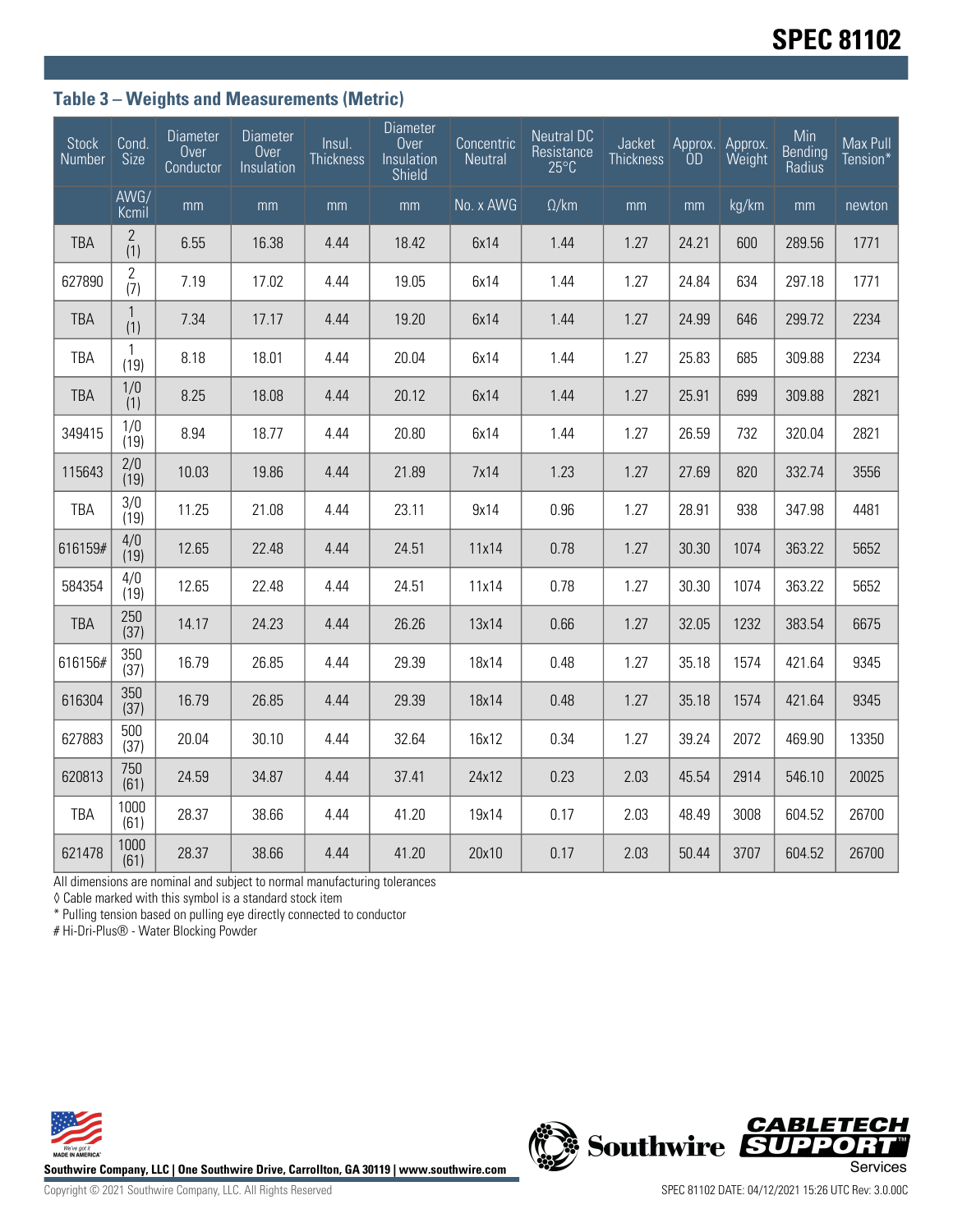### Table 3 – Weights and Measurements (Metric)

| Stock Number | Cond. Size | Diameter Over Conductor | Diameter Over Insulation | Insul. Thickness | Diameter Over Insulation Shield | Concentric Neutral | Neutral DC Resistance 25°C | Jacket Thickness | Approx. OD | Approx. Weight | Min Bending Radius | Max Pull Tension* |
|---|---|---|---|---|---|---|---|---|---|---|---|---|
| | AWG/ Kcmil | mm | mm | mm | mm | No. x AWG | Ω/km | mm | mm | kg/km | mm | newton |
| TBA | 2 (1) | 6.55 | 16.38 | 4.44 | 18.42 | 6x14 | 1.44 | 1.27 | 24.21 | 600 | 289.56 | 1771 |
| 627890 | 2 (7) | 7.19 | 17.02 | 4.44 | 19.05 | 6x14 | 1.44 | 1.27 | 24.84 | 634 | 297.18 | 1771 |
| TBA | 1 (1) | 7.34 | 17.17 | 4.44 | 19.20 | 6x14 | 1.44 | 1.27 | 24.99 | 646 | 299.72 | 2234 |
| TBA | 1 (19) | 8.18 | 18.01 | 4.44 | 20.04 | 6x14 | 1.44 | 1.27 | 25.83 | 685 | 309.88 | 2234 |
| TBA | 1/0 (1) | 8.25 | 18.08 | 4.44 | 20.12 | 6x14 | 1.44 | 1.27 | 25.91 | 699 | 309.88 | 2821 |
| 349415 | 1/0 (19) | 8.94 | 18.77 | 4.44 | 20.80 | 6x14 | 1.44 | 1.27 | 26.59 | 732 | 320.04 | 2821 |
| 115643 | 2/0 (19) | 10.03 | 19.86 | 4.44 | 21.89 | 7x14 | 1.23 | 1.27 | 27.69 | 820 | 332.74 | 3556 |
| TBA | 3/0 (19) | 11.25 | 21.08 | 4.44 | 23.11 | 9x14 | 0.96 | 1.27 | 28.91 | 938 | 347.98 | 4481 |
| 616159# | 4/0 (19) | 12.65 | 22.48 | 4.44 | 24.51 | 11x14 | 0.78 | 1.27 | 30.30 | 1074 | 363.22 | 5652 |
| 584354 | 4/0 (19) | 12.65 | 22.48 | 4.44 | 24.51 | 11x14 | 0.78 | 1.27 | 30.30 | 1074 | 363.22 | 5652 |
| TBA | 250 (37) | 14.17 | 24.23 | 4.44 | 26.26 | 13x14 | 0.66 | 1.27 | 32.05 | 1232 | 383.54 | 6675 |
| 616156# | 350 (37) | 16.79 | 26.85 | 4.44 | 29.39 | 18x14 | 0.48 | 1.27 | 35.18 | 1574 | 421.64 | 9345 |
| 616304 | 350 (37) | 16.79 | 26.85 | 4.44 | 29.39 | 18x14 | 0.48 | 1.27 | 35.18 | 1574 | 421.64 | 9345 |
| 627883 | 500 (37) | 20.04 | 30.10 | 4.44 | 32.64 | 16x12 | 0.34 | 1.27 | 39.24 | 2072 | 469.90 | 13350 |
| 620813 | 750 (61) | 24.59 | 34.87 | 4.44 | 37.41 | 24x12 | 0.23 | 2.03 | 45.54 | 2914 | 546.10 | 20025 |
| TBA | 1000 (61) | 28.37 | 38.66 | 4.44 | 41.20 | 19x14 | 0.17 | 2.03 | 48.49 | 3008 | 604.52 | 26700 |
| 621478 | 1000 (61) | 28.37 | 38.66 | 4.44 | 41.20 | 20x10 | 0.17 | 2.03 | 50.44 | 3707 | 604.52 | 26700 |

All dimensions are nominal and subject to normal manufacturing tolerances
◊ Cable marked with this symbol is a standard stock item
* Pulling tension based on pulling eye directly connected to conductor
# Hi-Dri-Plus® - Water Blocking Powder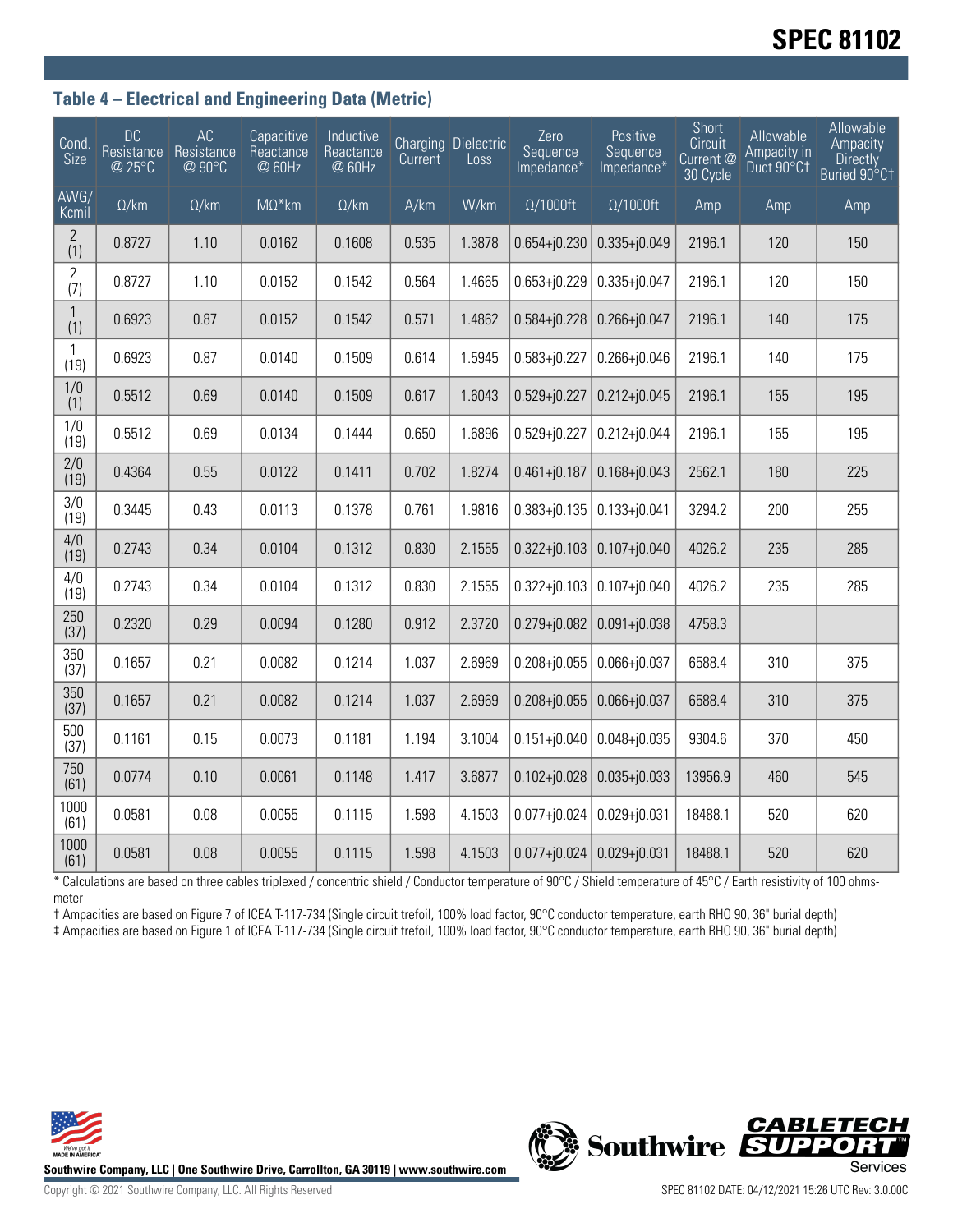## Table 4 – Electrical and Engineering Data (Metric)

| Cond. Size | DC Resistance @ 25°C | AC Resistance @ 90°C | Capacitive Reactance @ 60Hz | Inductive Reactance @ 60Hz | Charging Current | Dielectric Loss | Zero Sequence Impedance* | Positive Sequence Impedance* | Short Circuit Current @ 30 Cycle | Allowable Ampacity in Duct 90°C† | Allowable Ampacity Directly Buried 90°C‡ |
|---|---|---|---|---|---|---|---|---|---|---|---|
| AWG/ Kcmil | Ω/km | Ω/km | MΩ*km | Ω/km | A/km | W/km | Ω/1000ft | Ω/1000ft | Amp | Amp | Amp |
| 2 (1) | 0.8727 | 1.10 | 0.0162 | 0.1608 | 0.535 | 1.3878 | 0.654+j0.230 | 0.335+j0.049 | 2196.1 | 120 | 150 |
| 2 (7) | 0.8727 | 1.10 | 0.0152 | 0.1542 | 0.564 | 1.4665 | 0.653+j0.229 | 0.335+j0.047 | 2196.1 | 120 | 150 |
| 1 (1) | 0.6923 | 0.87 | 0.0152 | 0.1542 | 0.571 | 1.4862 | 0.584+j0.228 | 0.266+j0.047 | 2196.1 | 140 | 175 |
| 1 (19) | 0.6923 | 0.87 | 0.0140 | 0.1509 | 0.614 | 1.5945 | 0.583+j0.227 | 0.266+j0.046 | 2196.1 | 140 | 175 |
| 1/0 (1) | 0.5512 | 0.69 | 0.0140 | 0.1509 | 0.617 | 1.6043 | 0.529+j0.227 | 0.212+j0.045 | 2196.1 | 155 | 195 |
| 1/0 (19) | 0.5512 | 0.69 | 0.0134 | 0.1444 | 0.650 | 1.6896 | 0.529+j0.227 | 0.212+j0.044 | 2196.1 | 155 | 195 |
| 2/0 (19) | 0.4364 | 0.55 | 0.0122 | 0.1411 | 0.702 | 1.8274 | 0.461+j0.187 | 0.168+j0.043 | 2562.1 | 180 | 225 |
| 3/0 (19) | 0.3445 | 0.43 | 0.0113 | 0.1378 | 0.761 | 1.9816 | 0.383+j0.135 | 0.133+j0.041 | 3294.2 | 200 | 255 |
| 4/0 (19) | 0.2743 | 0.34 | 0.0104 | 0.1312 | 0.830 | 2.1555 | 0.322+j0.103 | 0.107+j0.040 | 4026.2 | 235 | 285 |
| 4/0 (19) | 0.2743 | 0.34 | 0.0104 | 0.1312 | 0.830 | 2.1555 | 0.322+j0.103 | 0.107+j0.040 | 4026.2 | 235 | 285 |
| 250 (37) | 0.2320 | 0.29 | 0.0094 | 0.1280 | 0.912 | 2.3720 | 0.279+j0.082 | 0.091+j0.038 | 4758.3 | | |
| 350 (37) | 0.1657 | 0.21 | 0.0082 | 0.1214 | 1.037 | 2.6969 | 0.208+j0.055 | 0.066+j0.037 | 6588.4 | 310 | 375 |
| 350 (37) | 0.1657 | 0.21 | 0.0082 | 0.1214 | 1.037 | 2.6969 | 0.208+j0.055 | 0.066+j0.037 | 6588.4 | 310 | 375 |
| 500 (37) | 0.1161 | 0.15 | 0.0073 | 0.1181 | 1.194 | 3.1004 | 0.151+j0.040 | 0.048+j0.035 | 9304.6 | 370 | 450 |
| 750 (61) | 0.0774 | 0.10 | 0.0061 | 0.1148 | 1.417 | 3.6877 | 0.102+j0.028 | 0.035+j0.033 | 13956.9 | 460 | 545 |
| 1000 (61) | 0.0581 | 0.08 | 0.0055 | 0.1115 | 1.598 | 4.1503 | 0.077+j0.024 | 0.029+j0.031 | 18488.1 | 520 | 620 |
| 1000 (61) | 0.0581 | 0.08 | 0.0055 | 0.1115 | 1.598 | 4.1503 | 0.077+j0.024 | 0.029+j0.031 | 18488.1 | 520 | 620 |

\* Calculations are based on three cables triplexed / concentric shield / Conductor temperature of 90°C / Shield temperature of 45°C / Earth resistivity of 100 ohms-meter

† Ampacities are based on Figure 7 of ICEA T-117-734 (Single circuit trefoil, 100% load factor, 90°C conductor temperature, earth RHO 90, 36" burial depth)

‡ Ampacities are based on Figure 1 of ICEA T-117-734 (Single circuit trefoil, 100% load factor, 90°C conductor temperature, earth RHO 90, 36" burial depth)

Southwire Company, LLC | One Southwire Drive, Carrollton, GA 30119 | www.southwire.com

Copyright © 2021 Southwire Company, LLC. All Rights Reserved

SPEC 81102 DATE: 04/12/2021 15:26 UTC Rev: 3.0.00C